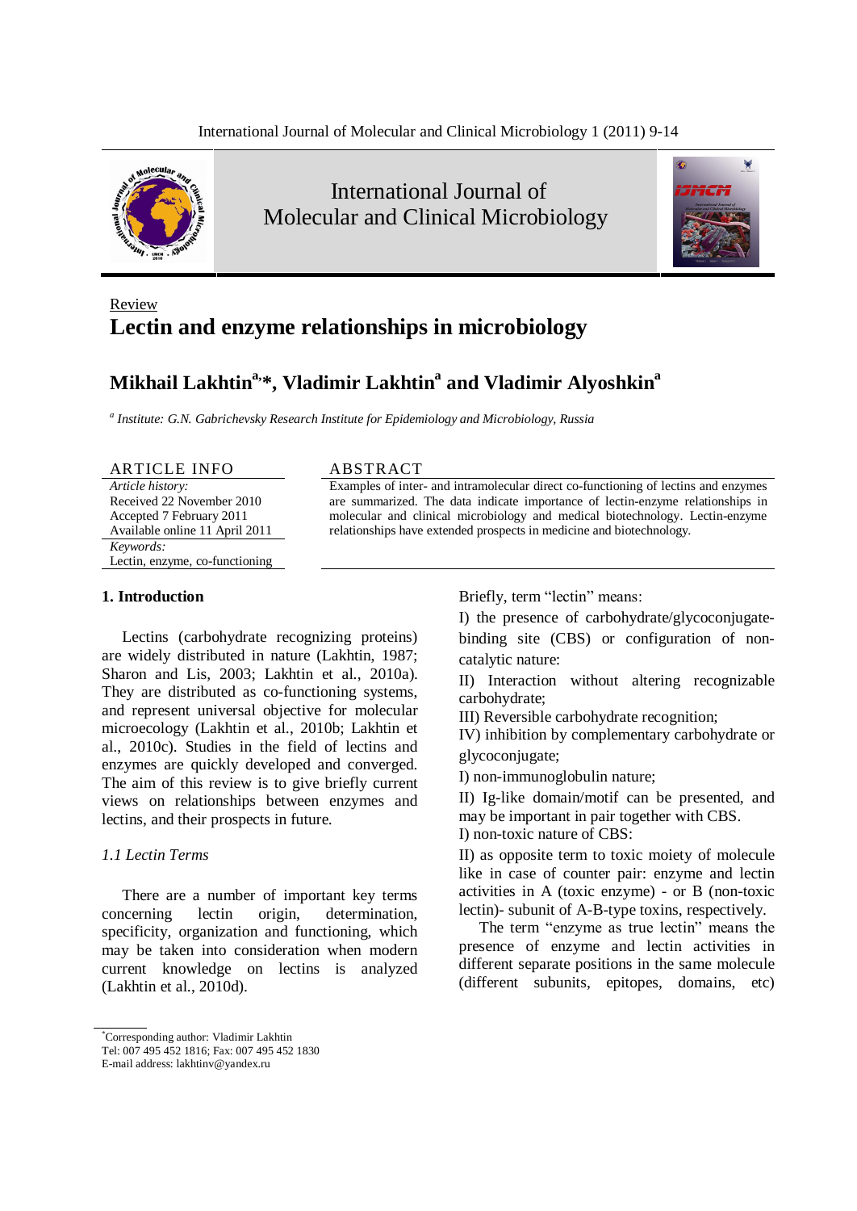Review

# Lectin and enzyme relationships in microbiology

## Mikhail Lakhtin[a,*], Vladimir Lakhtin[a] and Vladimir Alyoshkin[a]

[a] *Institute: G.N. Gabrichevsky Research Institute for Epidemiology and Microbiology, Russia*

ARTICLE INFO

*Article history:*
Received 22 November 2010
Accepted 7 February 2011
Available online 11 April 2011

*Keywords:*
Lectin, enzyme, co-functioning

ABSTRACT

Examples of inter- and intramolecular direct co-functioning of lectins and enzymes are summarized. The data indicate importance of lectin-enzyme relationships in molecular and clinical microbiology and medical biotechnology. Lectin-enzyme relationships have extended prospects in medicine and biotechnology.

### 1. Introduction

Lectins (carbohydrate recognizing proteins) are widely distributed in nature (Lakhtin, 1987; Sharon and Lis, 2003; Lakhtin et al., 2010a). They are distributed as co-functioning systems, and represent universal objective for molecular microecology (Lakhtin et al., 2010b; Lakhtin et al., 2010c). Studies in the field of lectins and enzymes are quickly developed and converged. The aim of this review is to give briefly current views on relationships between enzymes and lectins, and their prospects in future.

#### *1.1 Lectin Terms*

There are a number of important key terms concerning lectin origin, determination, specificity, organization and functioning, which may be taken into consideration when modern current knowledge on lectins is analyzed (Lakhtin et al., 2010d).

Briefly, term "lectin" means:

I) the presence of carbohydrate/glycoconjugate-binding site (CBS) or configuration of non-catalytic nature:

II) Interaction without altering recognizable carbohydrate;

III) Reversible carbohydrate recognition;

IV) inhibition by complementary carbohydrate or glycoconjugate;

I) non-immunoglobulin nature;

II) Ig-like domain/motif can be presented, and may be important in pair together with CBS.

I) non-toxic nature of CBS:

II) as opposite term to toxic moiety of molecule like in case of counter pair: enzyme and lectin activities in A (toxic enzyme) - or B (non-toxic lectin)- subunit of A-B-type toxins, respectively.

The term "enzyme as true lectin" means the presence of enzyme and lectin activities in different separate positions in the same molecule (different subunits, epitopes, domains, etc)

---

*Corresponding author: Vladimir Lakhtin
Tel: 007 495 452 1816; Fax: 007 495 452 1830
E-mail address: lakhtinv@yandex.ru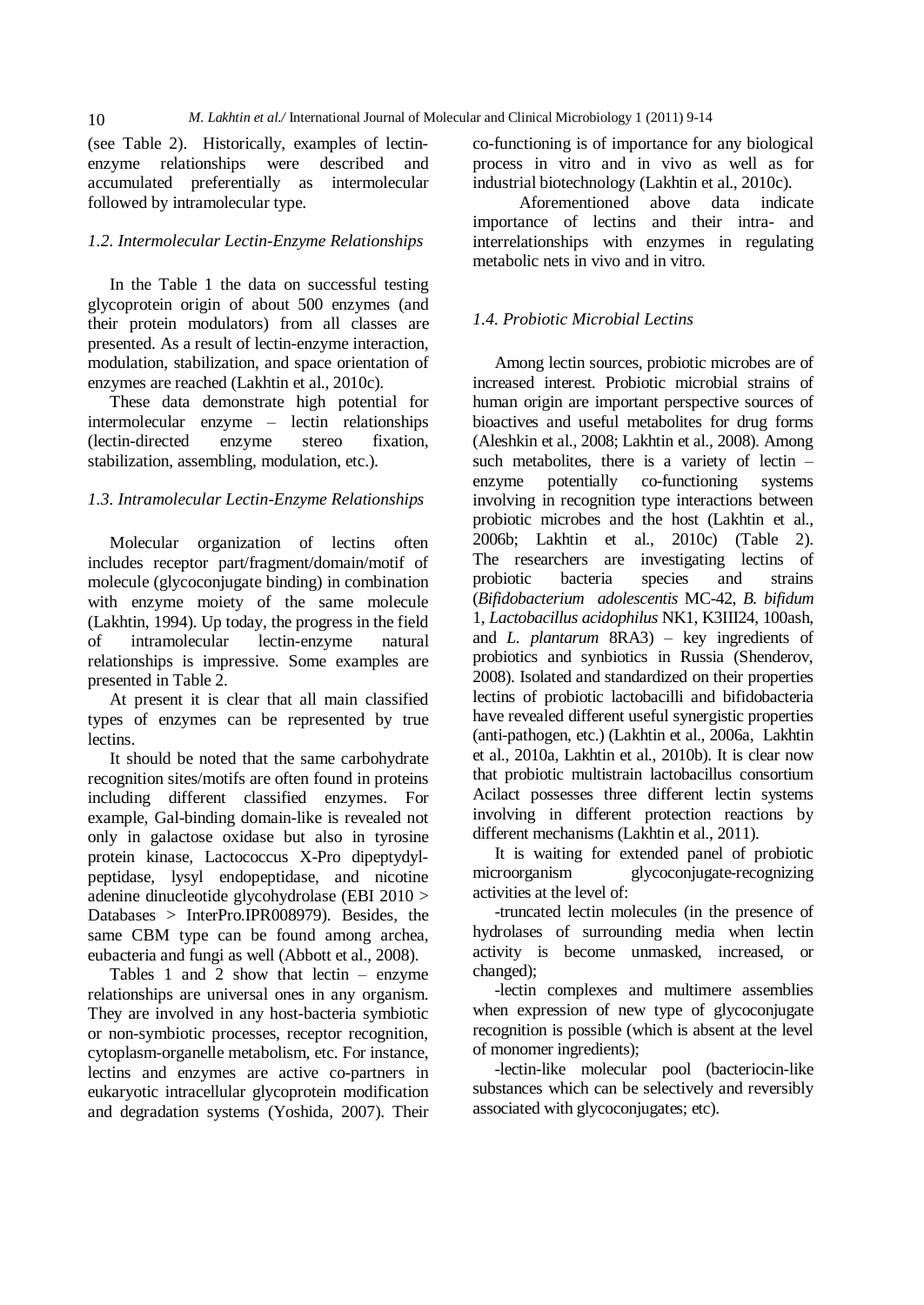(see Table 2). Historically, examples of lectin-enzyme relationships were described and accumulated preferentially as intermolecular followed by intramolecular type.

### *1.2. Intermolecular Lectin-Enzyme Relationships*

In the Table 1 the data on successful testing glycoprotein origin of about 500 enzymes (and their protein modulators) from all classes are presented. As a result of lectin-enzyme interaction, modulation, stabilization, and space orientation of enzymes are reached (Lakhtin et al., 2010c).

These data demonstrate high potential for intermolecular enzyme – lectin relationships (lectin-directed enzyme stereo fixation, stabilization, assembling, modulation, etc.).

### *1.3. Intramolecular Lectin-Enzyme Relationships*

Molecular organization of lectins often includes receptor part/fragment/domain/motif of molecule (glycoconjugate binding) in combination with enzyme moiety of the same molecule (Lakhtin, 1994). Up today, the progress in the field of intramolecular lectin-enzyme natural relationships is impressive. Some examples are presented in Table 2.

At present it is clear that all main classified types of enzymes can be represented by true lectins.

It should be noted that the same carbohydrate recognition sites/motifs are often found in proteins including different classified enzymes. For example, Gal-binding domain-like is revealed not only in galactose oxidase but also in tyrosine protein kinase, Lactococcus X-Pro dipeptydyl-peptidase, lysyl endopeptidase, and nicotine adenine dinucleotide glycohydrolase (EBI 2010 > Databases > InterPro.IPR008979). Besides, the same CBM type can be found among archea, eubacteria and fungi as well (Abbott et al., 2008).

Tables 1 and 2 show that lectin – enzyme relationships are universal ones in any organism. They are involved in any host-bacteria symbiotic or non-symbiotic processes, receptor recognition, cytoplasm-organelle metabolism, etc. For instance, lectins and enzymes are active co-partners in eukaryotic intracellular glycoprotein modification and degradation systems (Yoshida, 2007). Their co-functioning is of importance for any biological process in vitro and in vivo as well as for industrial biotechnology (Lakhtin et al., 2010c).

Aforementioned above data indicate importance of lectins and their intra- and interrelationships with enzymes in regulating metabolic nets in vivo and in vitro.

### *1.4. Probiotic Microbial Lectins*

Among lectin sources, probiotic microbes are of increased interest. Probiotic microbial strains of human origin are important perspective sources of bioactives and useful metabolites for drug forms (Aleshkin et al., 2008; Lakhtin et al., 2008). Among such metabolites, there is a variety of lectin – enzyme potentially co-functioning systems involving in recognition type interactions between probiotic microbes and the host (Lakhtin et al., 2006b; Lakhtin et al., 2010c) (Table 2). The researchers are investigating lectins of probiotic bacteria species and strains (*Bifidobacterium adolescentis* MC-42, *B. bifidum* 1, *Lactobacillus acidophilus* NK1, K3III24, 100ash, and *L. plantarum* 8RA3) – key ingredients of probiotics and synbiotics in Russia (Shenderov, 2008). Isolated and standardized on their properties lectins of probiotic lactobacilli and bifidobacteria have revealed different useful synergistic properties (anti-pathogen, etc.) (Lakhtin et al., 2006a, Lakhtin et al., 2010a, Lakhtin et al., 2010b). It is clear now that probiotic multistrain lactobacillus consortium Acilact possesses three different lectin systems involving in different protection reactions by different mechanisms (Lakhtin et al., 2011).

It is waiting for extended panel of probiotic microorganism glycoconjugate-recognizing activities at the level of:

-truncated lectin molecules (in the presence of hydrolases of surrounding media when lectin activity is become unmasked, increased, or changed);

-lectin complexes and multimere assemblies when expression of new type of glycoconjugate recognition is possible (which is absent at the level of monomer ingredients);

-lectin-like molecular pool (bacteriocin-like substances which can be selectively and reversibly associated with glycoconjugates; etc).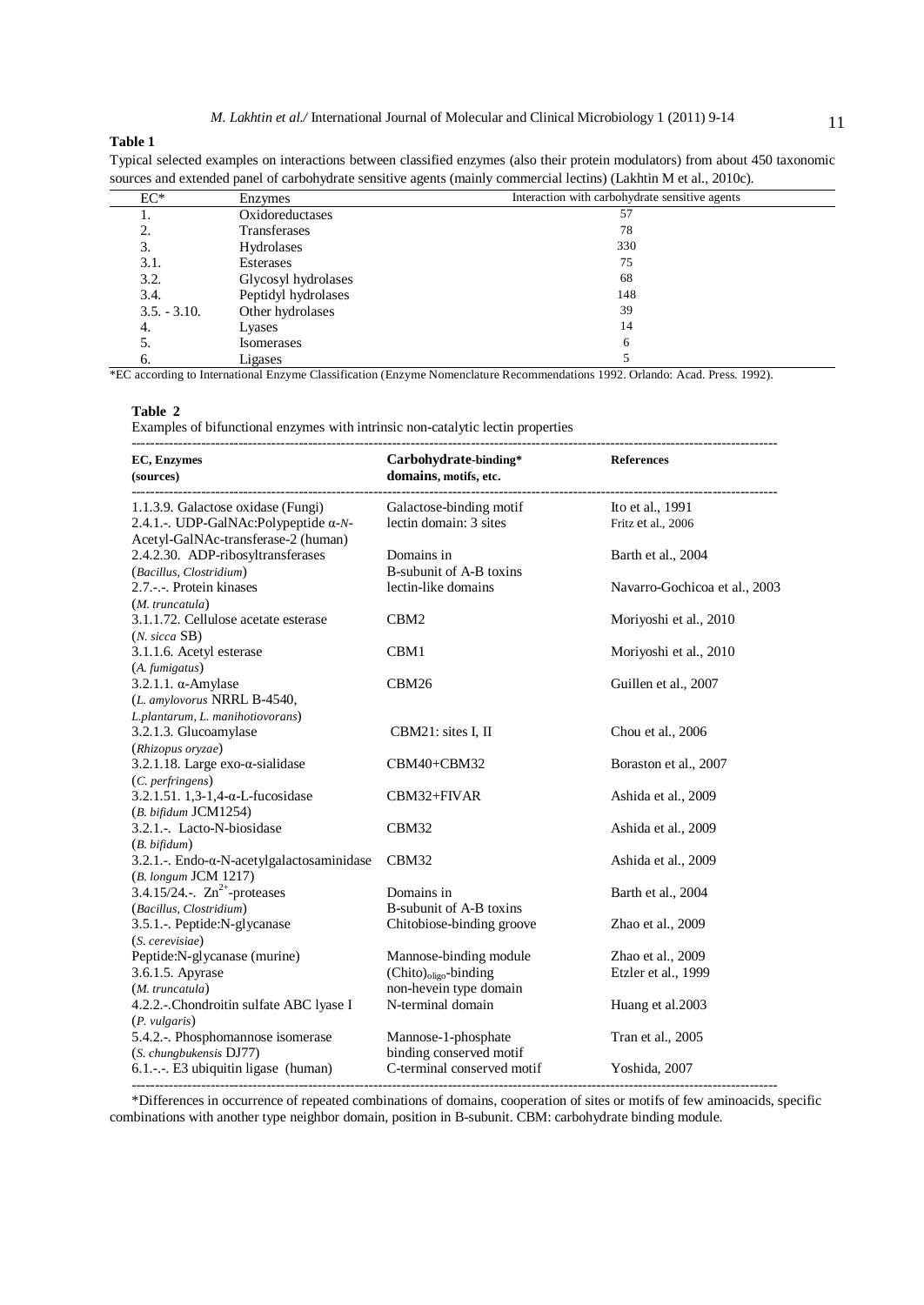**Table 1**

Typical selected examples on interactions between classified enzymes (also their protein modulators) from about 450 taxonomic sources and extended panel of carbohydrate sensitive agents (mainly commercial lectins) (Lakhtin M et al., 2010c).

| EC* | Enzymes | Interaction with carbohydrate sensitive agents |
|---|---|---|
| 1. | Oxidoreductases | 57 |
| 2. | Transferases | 78 |
| 3. | Hydrolases | 330 |
| 3.1. | Esterases | 75 |
| 3.2. | Glycosyl hydrolases | 68 |
| 3.4. | Peptidyl hydrolases | 148 |
| 3.5. - 3.10. | Other hydrolases | 39 |
| 4. | Lyases | 14 |
| 5. | Isomerases | 6 |
| 6. | Ligases | 5 |

*EC according to International Enzyme Classification (Enzyme Nomenclature Recommendations 1992. Orlando: Acad. Press. 1992).

**Table 2**

Examples of bifunctional enzymes with intrinsic non-catalytic lectin properties

| **EC, Enzymes (sources)** | **Carbohydrate-binding* domains, motifs, etc.** | **References** |
|---|---|---|
| 1.1.3.9. Galactose oxidase (Fungi) | Galactose-binding motif | Ito et al., 1991 |
| 2.4.1.-. UDP-GalNAc:Polypeptide α-*N*-Acetyl-GalNAc-transferase-2 (human) | lectin domain: 3 sites | Fritz et al., 2006 |
| 2.4.2.30. ADP-ribosyltransferases (*Bacillus, Clostridium*) | Domains in B-subunit of A-B toxins | Barth et al., 2004 |
| 2.7.-.-. Protein kinases (*M. truncatula*) | lectin-like domains | Navarro-Gochicoa et al., 2003 |
| 3.1.1.72. Cellulose acetate esterase (*N. sicca* SB) | CBM2 | Moriyoshi et al., 2010 |
| 3.1.1.6. Acetyl esterase (*A. fumigatus*) | CBM1 | Moriyoshi et al., 2010 |
| 3.2.1.1. α-Amylase (*L. amylovorus* NRRL B-4540, *L.plantarum, L. manihotiovorans*) | CBM26 | Guillen et al., 2007 |
| 3.2.1.3. Glucoamylase (*Rhizopus oryzae*) | CBM21: sites I, II | Chou et al., 2006 |
| 3.2.1.18. Large exo-α-sialidase (*C. perfringens*) | CBM40+CBM32 | Boraston et al., 2007 |
| 3.2.1.51. 1,3-1,4-α-L-fucosidase (*B. bifidum* JCM1254) | CBM32+FIVAR | Ashida et al., 2009 |
| 3.2.1.-. Lacto-N-biosidase (*B. bifidum*) | CBM32 | Ashida et al., 2009 |
| 3.2.1.-. Endo-α-N-acetylgalactosaminidase (*B. longum* JCM 1217) | CBM32 | Ashida et al., 2009 |
| 3.4.15/24.-. $Zn^{2+}$-proteases (*Bacillus, Clostridium*) | Domains in B-subunit of A-B toxins | Barth et al., 2004 |
| 3.5.1.-. Peptide:N-glycanase (*S. cerevisiae*) | Chitobiose-binding groove | Zhao et al., 2009 |
| Peptide:N-glycanase (murine) | Mannose-binding module | Zhao et al., 2009 |
| 3.6.1.5. Apyrase (*M. truncatula*) | $(\text{Chito})_{\text{oligo}}$-binding non-hevein type domain | Etzler et al., 1999 |
| 4.2.2.-.Chondroitin sulfate ABC lyase I (*P. vulgaris*) | N-terminal domain | Huang et al.2003 |
| 5.4.2.-. Phosphomannose isomerase (*S. chungbukensis* DJ77) | Mannose-1-phosphate binding conserved motif | Tran et al., 2005 |
| 6.1.-.-. E3 ubiquitin ligase (human) | C-terminal conserved motif | Yoshida, 2007 |

*Differences in occurrence of repeated combinations of domains, cooperation of sites or motifs of few aminoacids, specific combinations with another type neighbor domain, position in B-subunit. CBM: carbohydrate binding module.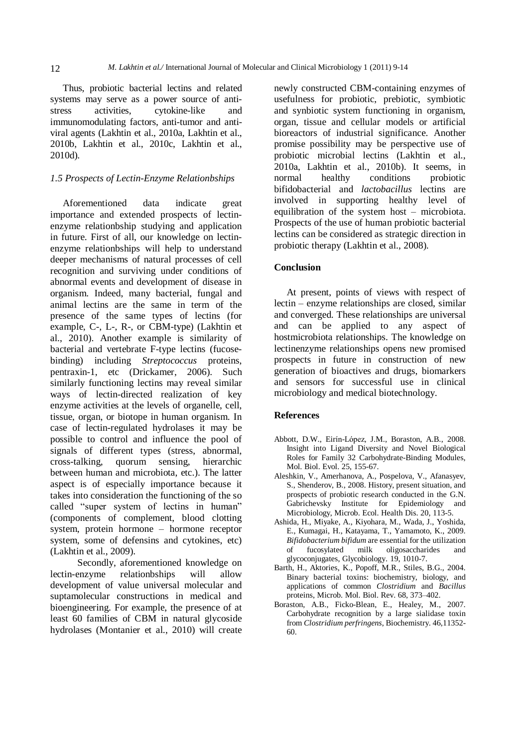Thus, probiotic bacterial lectins and related systems may serve as a power source of anti-stress activities, cytokine-like and immunomodulating factors, anti-tumor and anti-viral agents (Lakhtin et al., 2010a, Lakhtin et al., 2010b, Lakhtin et al., 2010c, Lakhtin et al., 2010d).

### *1.5 Prospects of Lectin-Enzyme Relationbships*

Aforementioned data indicate great importance and extended prospects of lectin-enzyme relationbship studying and application in future. First of all, our knowledge on lectin-enzyme relationbships will help to understand deeper mechanisms of natural processes of cell recognition and surviving under conditions of abnormal events and development of disease in organism. Indeed, many bacterial, fungal and animal lectins are the same in term of the presence of the same types of lectins (for example, C-, L-, R-, or CBM-type) (Lakhtin et al., 2010). Another example is similarity of bacterial and vertebrate F-type lectins (fucose-binding) including *Streptococcus* proteins, pentraxin-1, etc (Drickamer, 2006). Such similarly functioning lectins may reveal similar ways of lectin-directed realization of key enzyme activities at the levels of organelle, cell, tissue, organ, or biotope in human organism. In case of lectin-regulated hydrolases it may be possible to control and influence the pool of signals of different types (stress, abnormal, cross-talking, quorum sensing, hierarchic between human and microbiota, etc.). The latter aspect is of especially importance because it takes into consideration the functioning of the so called "super system of lectins in human" (components of complement, blood clotting system, protein hormone – hormone receptor system, some of defensins and cytokines, etc) (Lakhtin et al., 2009).

Secondly, aforementioned knowledge on lectin-enzyme relationbships will allow development of value universal molecular and suptamolecular constructions in medical and bioengineering. For example, the presence of at least 60 families of CBM in natural glycoside hydrolases (Montanier et al., 2010) will create newly constructed CBM-containing enzymes of usefulness for probiotic, prebiotic, symbiotic and synbiotic system functioning in organism, organ, tissue and cellular models or artificial bioreactors of industrial significance. Another promise possibility may be perspective use of probiotic microbial lectins (Lakhtin et al., 2010a, Lakhtin et al., 2010b). It seems, in normal healthy conditions probiotic bifidobacterial and *lactobacillus* lectins are involved in supporting healthy level of equilibration of the system host – microbiota. Prospects of the use of human probiotic bacterial lectins can be considered as strategic direction in probiotic therapy (Lakhtin et al., 2008).

## Conclusion

At present, points of views with respect of lectin – enzyme relationships are closed, similar and converged. These relationships are universal and can be applied to any aspect of hostmicrobiota relationships. The knowledge on lectinenzyme relationships opens new promised prospects in future in construction of new generation of bioactives and drugs, biomarkers and sensors for successful use in clinical microbiology and medical biotechnology.

## References

- Abbott, D.W., Eirín-López, J.M., Boraston, A.B., 2008. Insight into Ligand Diversity and Novel Biological Roles for Family 32 Carbohydrate-Binding Modules, Mol. Biol. Evol. 25, 155-67.
- Aleshkin, V., Amerhanova, A., Pospelova, V., Afanasyev, S., Shenderov, B., 2008. History, present situation, and prospects of probiotic research conducted in the G.N. Gabrichevsky Institute for Epidemiology and Microbiology, Microb. Ecol. Health Dis. 20, 113-5.
- Ashida, H., Miyake, A., Kiyohara, M., Wada, J., Yoshida, E., Kumagai, H., Katayama, T., Yamamoto, K., 2009. *Bifidobacterium bifidum* are essential for the utilization of fucosylated milk oligosaccharides and glycoconjugates, Glycobiology. 19, 1010-7.
- Barth, H., Aktories, K., Popoff, M.R., Stiles, B.G., 2004. Binary bacterial toxins: biochemistry, biology, and applications of common *Clostridium* and *Bacillus* proteins, Microb. Mol. Biol. Rev. 68, 373–402.
- Boraston, A.B., Ficko-Blean, E., Healey, M., 2007. Carbohydrate recognition by a large sialidase toxin from *Clostridium perfringens*, Biochemistry. 46,11352-60.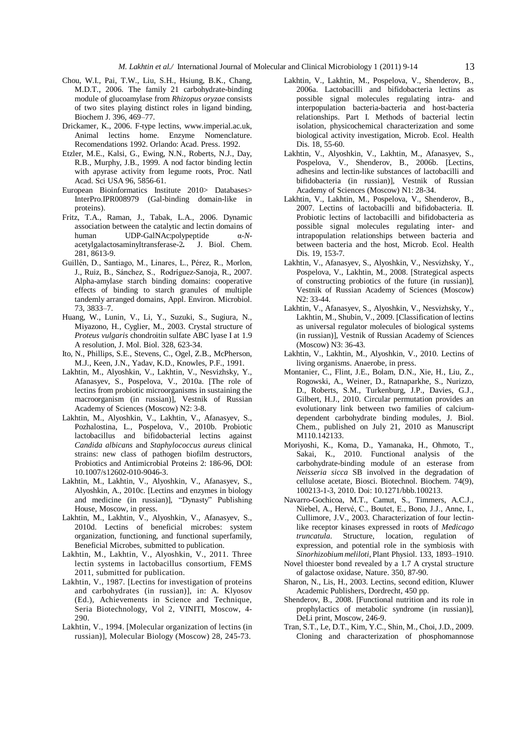Chou, W.I., Pai, T.W., Liu, S.H., Hsiung, B.K., Chang, M.D.T., 2006. The family 21 carbohydrate-binding module of glucoamylase from *Rhizopus oryzae* consists of two sites playing distinct roles in ligand binding, Biochem J. 396, 469–77.

Drickamer, K., 2006. F-type lectins, www.imperial.ac.uk, Animal lectins home. Enzyme Nomenclature. Recomendations 1992. Orlando: Acad. Press. 1992.

Etzler, M.E., Kalsi, G., Ewing, N.N., Roberts, N.J., Day, R.B., Murphy, J.B., 1999. A nod factor binding lectin with apyrase activity from legume roots, Proc. Natl Acad. Sci USA 96, 5856-61.

European Bioinformatics Institute 2010> Databases> InterPro.IPR008979 (Gal-binding domain-like in proteins).

Fritz, T.A., Raman, J., Tabak, L.A., 2006. Dynamic association between the catalytic and lectin domains of human UDP-GalNAc:polypeptide α-*N*-acetylgalactosaminyltransferase-2**.** J. Biol. Chem. 281, 8613-9.

Guillén, D., Santiago, M., Linares, L., Pérez, R., Morlon, J., Ruiz, B., Sánchez, S., Rodríguez-Sanoja, R., 2007. Alpha-amylase starch binding domains: cooperative effects of binding to starch granules of multiple tandemly arranged domains, Appl. Environ. Microbiol. 73, 3833–7.

Huang, W., Lunin, V., Li, Y., Suzuki, S., Sugiura, N., Miyazono, H., Cyglier, M., 2003. Crystal structure of *Proteus vulgaris* chondroitin sulfate ABC lyase I at 1.9 A resolution, J. Mol. Biol. 328, 623-34.

Ito, N., Phillips, S.E., Stevens, C., Ogel, Z.B., McPherson, M.J., Keen, J.N., Yadav, K.D., Knowles, P.F., 1991.

Lakhtin, M., Alyoshkin, V., Lakhtin, V., Nesvizhsky, Y., Afanasyev, S., Pospelova, V., 2010a. [The role of lectins from probiotic microorganisms in sustaining the macroorganism (in russian)], Vestnik of Russian Academy of Sciences (Moscow) N2: 3-8.

Lakhtin, M., Alyoshkin, V., Lakhtin, V., Afanasyev, S., Pozhalostina, L., Pospelova, V., 2010b. Probiotic lactobacillus and bifidobacterial lectins against *Candida albicans* and *Staphylococcus aureus* clinical strains: new class of pathogen biofilm destructors, Probiotics and Antimicrobial Proteins 2: 186-96, DOI: 10.1007/s12602-010-9046-3.

Lakhtin, M., Lakhtin, V., Alyoshkin, V., Afanasyev, S., Alyoshkin, A., 2010c. [Lectins and enzymes in biology and medicine (in russian)], "Dynasty" Publishing House, Moscow, in press.

Lakhtin, M., Lakhtin, V., Alyoshkin, V., Afanasyev, S., 2010d. Lectins of beneficial microbes: system organization, functioning, and functional superfamily, Beneficial Microbes, submitted to publication.

Lakhtin, M., Lakhtin, V., Alyoshkin, V., 2011. Three lectin systems in lactobacillus consortium, FEMS 2011, submitted for publication.

Lakhtin, V., 1987. [Lectins for investigation of proteins and carbohydrates (in russian)], in: A. Klyosov (Ed.), Achievements in Science and Technique, Seria Biotechnology, Vol 2, VINITI, Moscow, 4-290.

Lakhtin, V., 1994. [Molecular organization of lectins (in russian)], Molecular Biology (Moscow) 28, 245-73.

Lakhtin, V., Lakhtin, M., Pospelova, V., Shenderov, B., 2006a. Lactobacilli and bifidobacteria lectins as possible signal molecules regulating intra- and interpopulation bacteria-bacteria and host-bacteria relationships. Part I. Methods of bacterial lectin isolation, physicochemical characterization and some biological activity investigation, Microb. Ecol. Health Dis. 18, 55-60.

Lakhtin, V., Alyoshkin, V., Lakhtin, M., Afanasyev, S., Pospelova, V., Shenderov, B., 2006b. [Lectins, adhesins and lectin-like substances of lactobacilli and bifidobacteria (in russian)], Vestnik of Russian Academy of Sciences (Moscow) N1: 28-34.

Lakhtin, V., Lakhtin, M., Pospelova, V., Shenderov, B., 2007. Lectins of lactobacilli and bifidobacteria. II. Probiotic lectins of lactobacilli and bifidobacteria as possible signal molecules regulating inter- and intrapopulation relationships between bacteria and between bacteria and the host, Microb. Ecol. Health Dis. 19, 153-7.

Lakhtin, V., Afanasyev, S., Alyoshkin, V., Nesvizhsky, Y., Pospelova, V., Lakhtin, M., 2008. [Strategical aspects of constructing probiotics of the future (in russian)], Vestnik of Russian Academy of Sciences (Moscow) N2: 33-44.

Lakhtin, V., Afanasyev, S., Alyoshkin, V., Nesvizhsky, Y., Lakhtin, M., Shubin, V., 2009. [Classification of lectins as universal regulator molecules of biological systems (in russian)], Vestnik of Russian Academy of Sciences (Moscow) N3: 36-43.

Lakhtin, V., Lakhtin, M., Alyoshkin, V., 2010. Lectins of living organisms. Anaerobe, in press.

Montanier, C., Flint, J.E., Bolam, D.N., Xie, H., Liu, Z., Rogowski, A., Weiner, D., Ratnaparkhe, S., Nurizzo, D., Roberts, S.M., Turkenburg, J.P., Davies, G.J., Gilbert, H.J., 2010. Circular permutation provides an evolutionary link between two families of calcium-dependent carbohydrate binding modules, J. Biol. Chem., published on July 21, 2010 as Manuscript M110.142133.

Moriyoshi, K., Koma, D., Yamanaka, H., Ohmoto, T., Sakai, K., 2010. Functional analysis of the carbohydrate-binding module of an esterase from *Neisseria sicca* SB involved in the degradation of cellulose acetate, Biosci. Biotechnol. Biochem. 74(9), 100213-1-3, 2010. Doi: 10.1271/bbb.100213.

Navarro-Gochicoa, M.T., Camut, S., Timmers, A.C.J., Niebel, A., Hervé, C., Boutet, E., Bono, J.J., Anne, I., Cullimore, J.V., 2003. Characterization of four lectin-like receptor kinases expressed in roots of *Medicago truncatula*. Structure, location, regulation of expression, and potential role in the symbiosis with *Sinorhizobium meliloti*, Plant Physiol. 133, 1893–1910.

Novel thioester bond revealed by a 1.7 A crystal structure of galactose oxidase, Nature. 350, 87-90.

Sharon, N., Lis, H., 2003. Lectins, second edition, Kluwer Academic Publishers, Dordrecht, 450 pp.

Shenderov, B., 2008. [Functional nutrition and its role in prophylactics of metabolic syndrome (in russian)], DeLi print, Moscow, 246-9.

Tran, S.T., Le, D.T., Kim, Y.C., Shin, M., Choi, J.D., 2009. Cloning and characterization of phosphomannose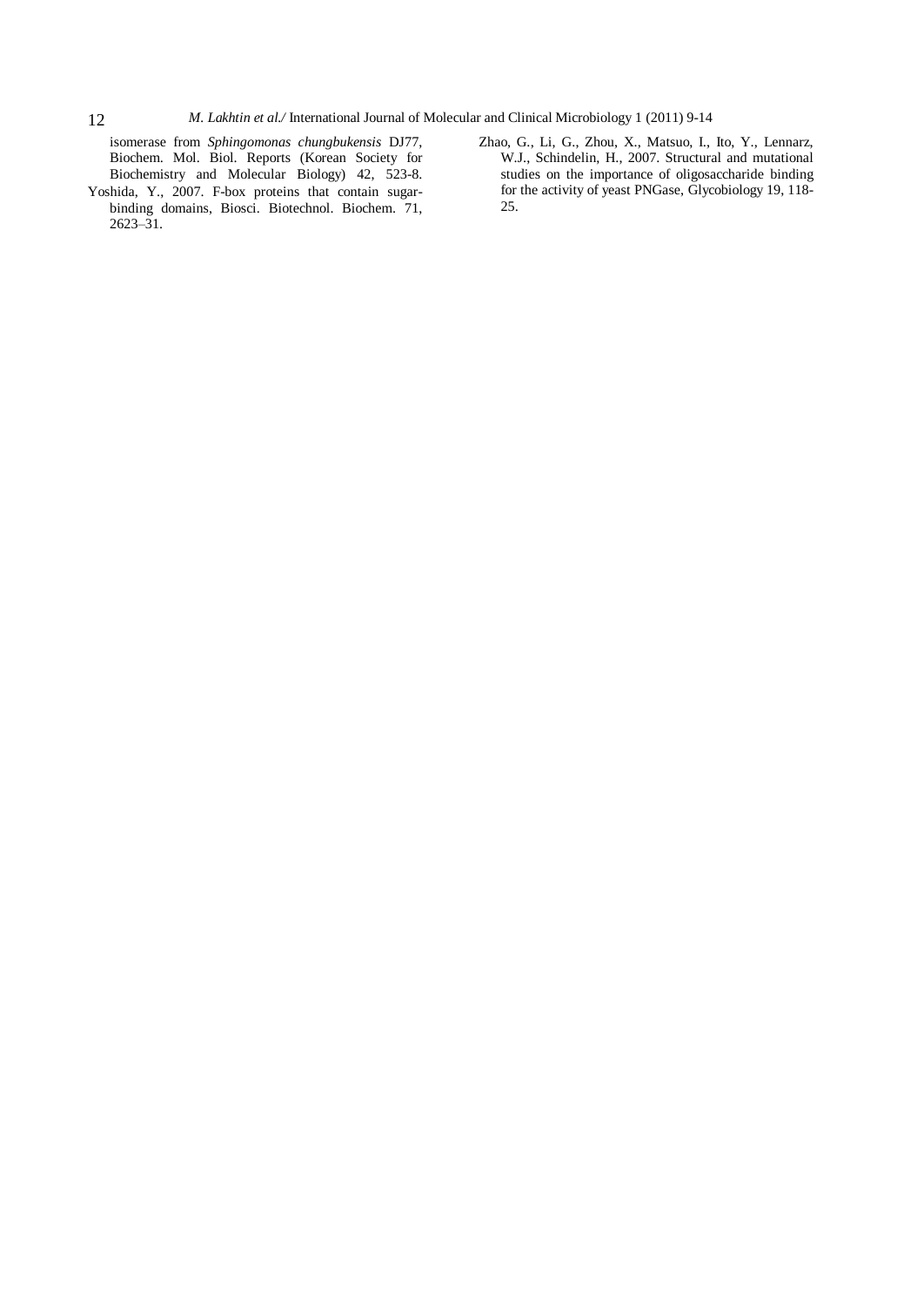isomerase from *Sphingomonas chungbukensis* DJ77, Biochem. Mol. Biol. Reports (Korean Society for Biochemistry and Molecular Biology) 42, 523-8.

Yoshida, Y., 2007. F-box proteins that contain sugar-binding domains, Biosci. Biotechnol. Biochem. 71, 2623–31.

Zhao, G., Li, G., Zhou, X., Matsuo, I., Ito, Y., Lennarz, W.J., Schindelin, H., 2007. Structural and mutational studies on the importance of oligosaccharide binding for the activity of yeast PNGase, Glycobiology 19, 118-25.